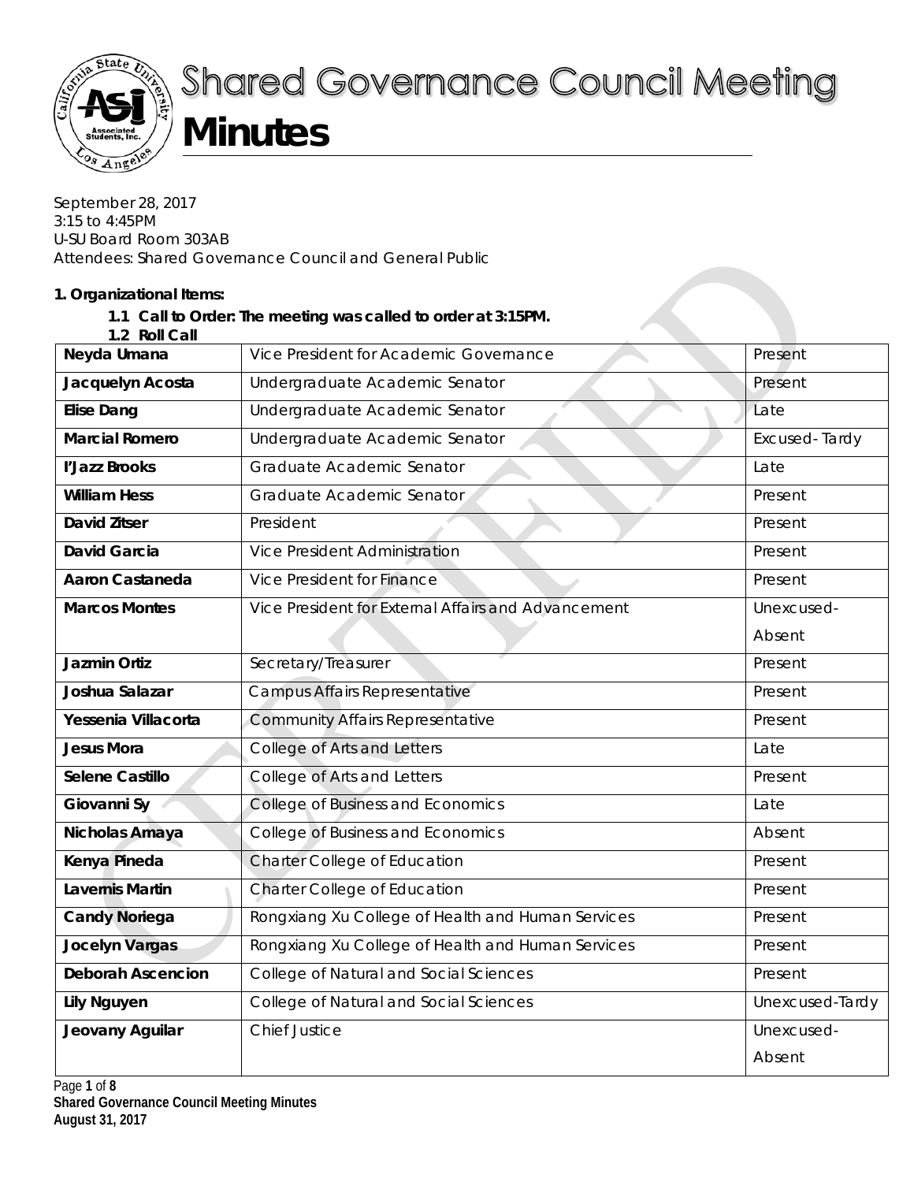# Shared Governance Council Meeting

# Minutes

September 28, 2017
3:15 to 4:45PM
U-SU Board Room 303AB
Attendees: Shared Governance Council and General Public

**1. Organizational Items:**

**1.1 Call to Order: The meeting was called to order at 3:15PM.**

**1.2 Roll Call**

| | | |
|---|---|---|
| **Neyda Umana** | Vice President for Academic Governance | Present |
| **Jacquelyn Acosta** | Undergraduate Academic Senator | Present |
| **Elise Dang** | Undergraduate Academic Senator | Late |
| **Marcial Romero** | Undergraduate Academic Senator | Excused- Tardy |
| **I'Jazz Brooks** | Graduate Academic Senator | Late |
| **William Hess** | Graduate Academic Senator | Present |
| **David Zitser** | President | Present |
| **David Garcia** | Vice President Administration | Present |
| **Aaron Castaneda** | Vice President for Finance | Present |
| **Marcos Montes** | Vice President for External Affairs and Advancement | Unexcused- Absent |
| **Jazmin Ortiz** | Secretary/Treasurer | Present |
| **Joshua Salazar** | Campus Affairs Representative | Present |
| **Yessenia Villacorta** | Community Affairs Representative | Present |
| **Jesus Mora** | College of Arts and Letters | Late |
| **Selene Castillo** | College of Arts and Letters | Present |
| **Giovanni Sy** | College of Business and Economics | Late |
| **Nicholas Amaya** | College of Business and Economics | Absent |
| **Kenya Pineda** | Charter College of Education | Present |
| **Lavernis Martin** | Charter College of Education | Present |
| **Candy Noriega** | Rongxiang Xu College of Health and Human Services | Present |
| **Jocelyn Vargas** | Rongxiang Xu College of Health and Human Services | Present |
| **Deborah Ascencion** | College of Natural and Social Sciences | Present |
| **Lily Nguyen** | College of Natural and Social Sciences | Unexcused-Tardy |
| **Jeovany Aguilar** | Chief Justice | Unexcused- Absent |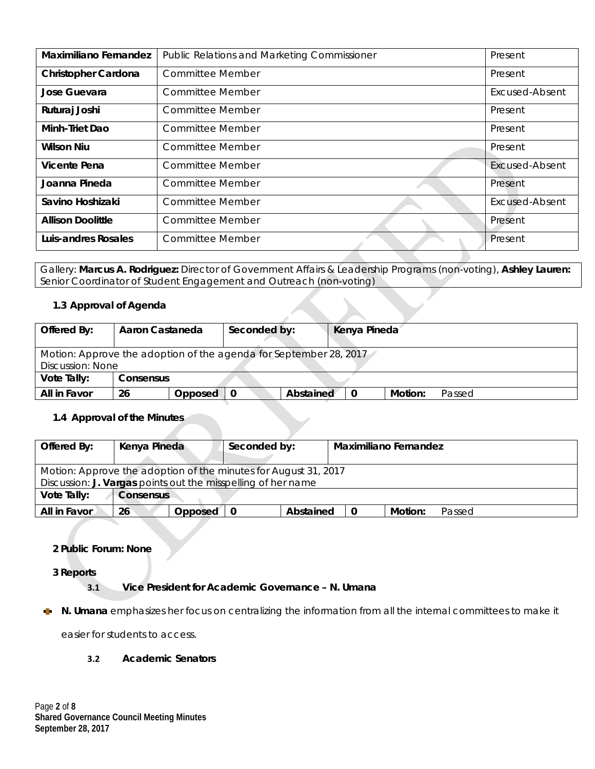| Maximiliano Fernandez | Public Relations and Marketing Commissioner | Present |
|---|---|---|
| Christopher Cardona | Committee Member | Present |
| Jose Guevara | Committee Member | Excused-Absent |
| Ruturaj Joshi | Committee Member | Present |
| Minh-Triet Dao | Committee Member | Present |
| Wilson Niu | Committee Member | Present |
| Vicente Pena | Committee Member | Excused-Absent |
| Joanna Pineda | Committee Member | Present |
| Savino Hoshizaki | Committee Member | Excused-Absent |
| Allison Doolittle | Committee Member | Present |
| Luis-andres Rosales | Committee Member | Present |

Gallery: **Marcus A. Rodriguez:** Director of Government Affairs & Leadership Programs (non-voting), **Ashley Lauren:** Senior Coordinator of Student Engagement and Outreach (non-voting)

### 1.3 Approval of Agenda

| Offered By: | Aaron Castaneda | | Seconded by: | | Kenya Pineda | | |
|---|---|---|---|---|---|---|---|
| Motion: Approve the adoption of the agenda for September 28, 2017<br>Discussion: None | | | | | | | |
| Vote Tally: | Consensus | | | | | | |
| All in Favor | 26 | Opposed | 0 | Abstained | 0 | Motion: | Passed |

### 1.4 Approval of the Minutes

| Offered By: | Kenya Pineda | | Seconded by: | | Maximiliano Fernandez | | |
|---|---|---|---|---|---|---|---|
| Motion: Approve the adoption of the minutes for August 31, 2017<br>Discussion: **J. Vargas** points out the misspelling of her name | | | | | | | |
| Vote Tally: | Consensus | | | | | | |
| All in Favor | 26 | Opposed | 0 | Abstained | 0 | Motion: | Passed |

## 2 Public Forum: None

## 3 Reports

### 3.1 Vice President for Academic Governance – N. Umana

- **N. Umana** emphasizes her focus on centralizing the information from all the internal committees to make it easier for students to access.

### 3.2 Academic Senators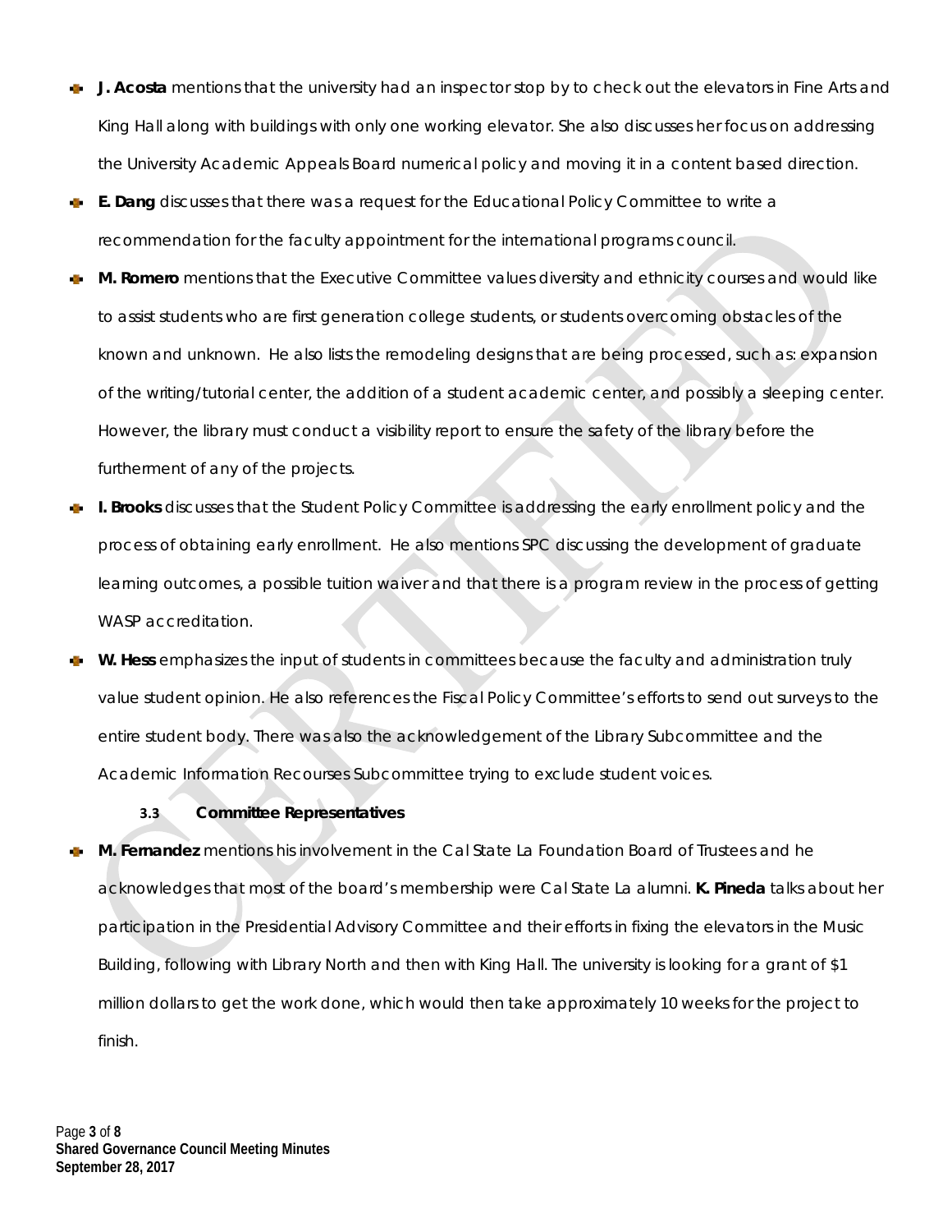- **J. Acosta** mentions that the university had an inspector stop by to check out the elevators in Fine Arts and King Hall along with buildings with only one working elevator. She also discusses her focus on addressing the University Academic Appeals Board numerical policy and moving it in a content based direction.
- **E. Dang** discusses that there was a request for the Educational Policy Committee to write a recommendation for the faculty appointment for the international programs council.
- **M. Romero** mentions that the Executive Committee values diversity and ethnicity courses and would like to assist students who are first generation college students, or students overcoming obstacles of the known and unknown. He also lists the remodeling designs that are being processed, such as: expansion of the writing/tutorial center, the addition of a student academic center, and possibly a sleeping center. However, the library must conduct a visibility report to ensure the safety of the library before the furtherment of any of the projects.
- **I. Brooks** discusses that the Student Policy Committee is addressing the early enrollment policy and the process of obtaining early enrollment. He also mentions SPC discussing the development of graduate learning outcomes, a possible tuition waiver and that there is a program review in the process of getting WASP accreditation.
- **W. Hess** emphasizes the input of students in committees because the faculty and administration truly value student opinion. He also references the Fiscal Policy Committee's efforts to send out surveys to the entire student body. There was also the acknowledgement of the Library Subcommittee and the Academic Information Recourses Subcommittee trying to exclude student voices.

### 3.3 Committee Representatives

- **M. Fernandez** mentions his involvement in the Cal State La Foundation Board of Trustees and he acknowledges that most of the board's membership were Cal State La alumni. **K. Pineda** talks about her participation in the Presidential Advisory Committee and their efforts in fixing the elevators in the Music Building, following with Library North and then with King Hall. The university is looking for a grant of $1 million dollars to get the work done, which would then take approximately 10 weeks for the project to finish.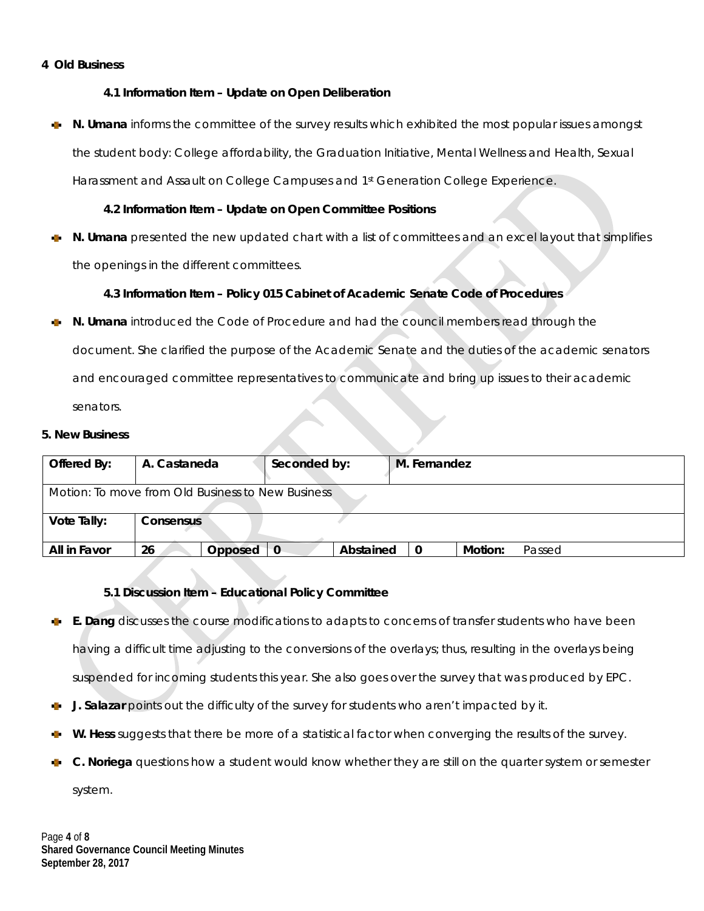## 4 Old Business

### 4.1 Information Item – Update on Open Deliberation

- **N. Umana** informs the committee of the survey results which exhibited the most popular issues amongst the student body: College affordability, the Graduation Initiative, Mental Wellness and Health, Sexual Harassment and Assault on College Campuses and 1st Generation College Experience.

### 4.2 Information Item – Update on Open Committee Positions

- **N. Umana** presented the new updated chart with a list of committees and an excel layout that simplifies the openings in the different committees.

### 4.3 Information Item – Policy 015 Cabinet of Academic Senate Code of Procedures

- **N. Umana** introduced the Code of Procedure and had the council members read through the document. She clarified the purpose of the Academic Senate and the duties of the academic senators and encouraged committee representatives to communicate and bring up issues to their academic senators.

## 5. New Business

| **Offered By:** | A. Castaneda | | **Seconded by:** | | M. Fernandez | | |
|---|---|---|---|---|---|---|---|
| Motion: To move from Old Business to New Business | | | | | | | |
| **Vote Tally:** | **Consensus** | | | | | | |
| **All in Favor** | 26 | **Opposed** | 0 | **Abstained** | 0 | **Motion:** | Passed |

### 5.1 Discussion Item – Educational Policy Committee

- **E. Dang** discusses the course modifications to adapts to concerns of transfer students who have been having a difficult time adjusting to the conversions of the overlays; thus, resulting in the overlays being suspended for incoming students this year. She also goes over the survey that was produced by EPC.
- **J. Salazar** points out the difficulty of the survey for students who aren't impacted by it.
- **W. Hess** suggests that there be more of a statistical factor when converging the results of the survey.
- **C. Noriega** questions how a student would know whether they are still on the quarter system or semester system.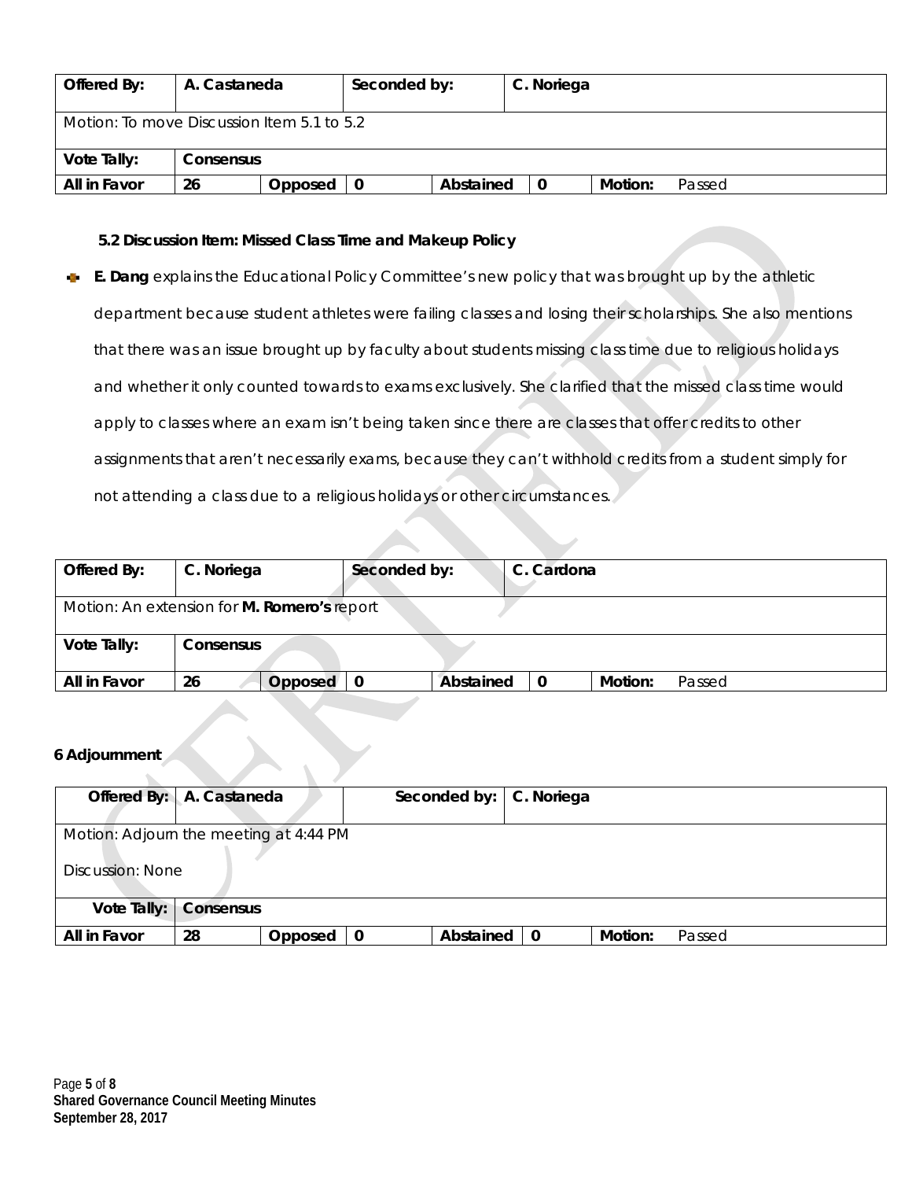| Offered By: | A. Castaneda | | Seconded by: | | C. Noriega | | |
|---|---|---|---|---|---|---|---|
| Motion: To move Discussion Item 5.1 to 5.2 | | | | | | | |
| Vote Tally: | Consensus | | | | | | |
| All in Favor | 26 | Opposed | 0 | Abstained | 0 | Motion: | Passed |

**5.2 Discussion Item: Missed Class Time and Makeup Policy**

- **E. Dang** explains the Educational Policy Committee's new policy that was brought up by the athletic department because student athletes were failing classes and losing their scholarships. She also mentions that there was an issue brought up by faculty about students missing class time due to religious holidays and whether it only counted towards to exams exclusively. She clarified that the missed class time would apply to classes where an exam isn't being taken since there are classes that offer credits to other assignments that aren't necessarily exams, because they can't withhold credits from a student simply for not attending a class due to a religious holidays or other circumstances.

| Offered By: | C. Noriega | | Seconded by: | | C. Cardona | | |
|---|---|---|---|---|---|---|---|
| Motion: An extension for **M. Romero's** report | | | | | | | |
| Vote Tally: | Consensus | | | | | | |
| All in Favor | 26 | Opposed | 0 | Abstained | 0 | Motion: | Passed |

**6 Adjournment**

| Offered By: | A. Castaneda | | Seconded by: | | C. Noriega | | |
|---|---|---|---|---|---|---|---|
| Motion: Adjourn the meeting at 4:44 PM<br>Discussion: None | | | | | | | |
| Vote Tally: | Consensus | | | | | | |
| All in Favor | 28 | Opposed | 0 | Abstained | 0 | Motion: | Passed |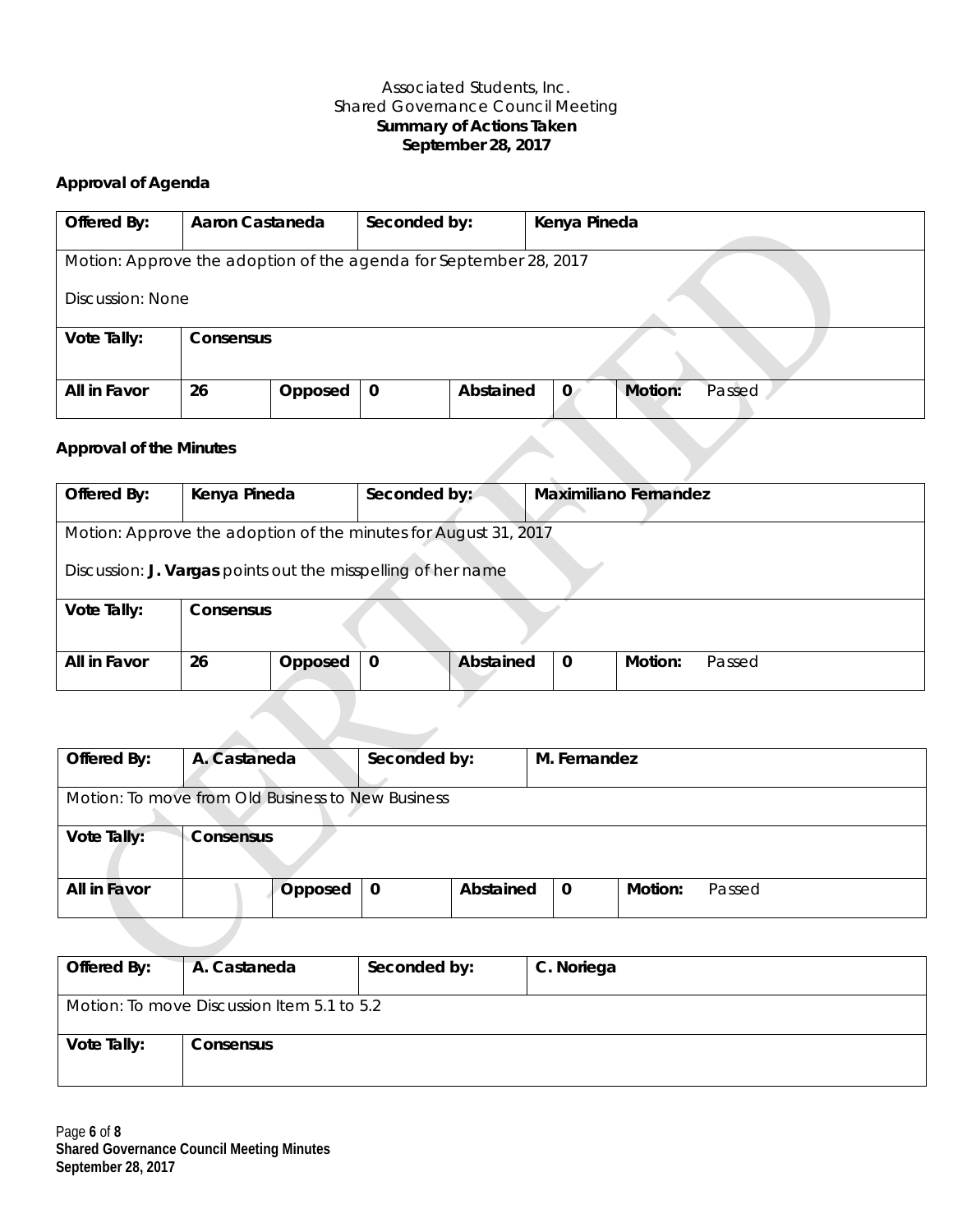Associated Students, Inc.
Shared Governance Council Meeting
**Summary of Actions Taken**
**September 28, 2017**

### Approval of Agenda

| **Offered By:** | **Aaron Castaneda** | | **Seconded by:** | | **Kenya Pineda** | | |
|---|---|---|---|---|---|---|---|
| Motion: Approve the adoption of the agenda for September 28, 2017<br><br>Discussion: None | | | | | | | |
| **Vote Tally:** | **Consensus** | | | | | | |
| **All in Favor** | **26** | **Opposed** | **0** | **Abstained** | **0** | **Motion:** | Passed |

### Approval of the Minutes

| **Offered By:** | **Kenya Pineda** | | **Seconded by:** | | **Maximiliano Fernandez** | | |
|---|---|---|---|---|---|---|---|
| Motion: Approve the adoption of the minutes for August 31, 2017<br><br>Discussion: **J. Vargas** points out the misspelling of her name | | | | | | | |
| **Vote Tally:** | **Consensus** | | | | | | |
| **All in Favor** | **26** | **Opposed** | **0** | **Abstained** | **0** | **Motion:** | Passed |

| **Offered By:** | **A. Castaneda** | | **Seconded by:** | | **M. Fernandez** | | |
|---|---|---|---|---|---|---|---|
| Motion: To move from Old Business to New Business | | | | | | | |
| **Vote Tally:** | **Consensus** | | | | | | |
| **All in Favor** | | **Opposed** | **0** | **Abstained** | **0** | **Motion:** | Passed |

| **Offered By:** | **A. Castaneda** | **Seconded by:** | **C. Noriega** |
|---|---|---|---|
| Motion: To move Discussion Item 5.1 to 5.2 | | | |
| **Vote Tally:** | **Consensus** | | |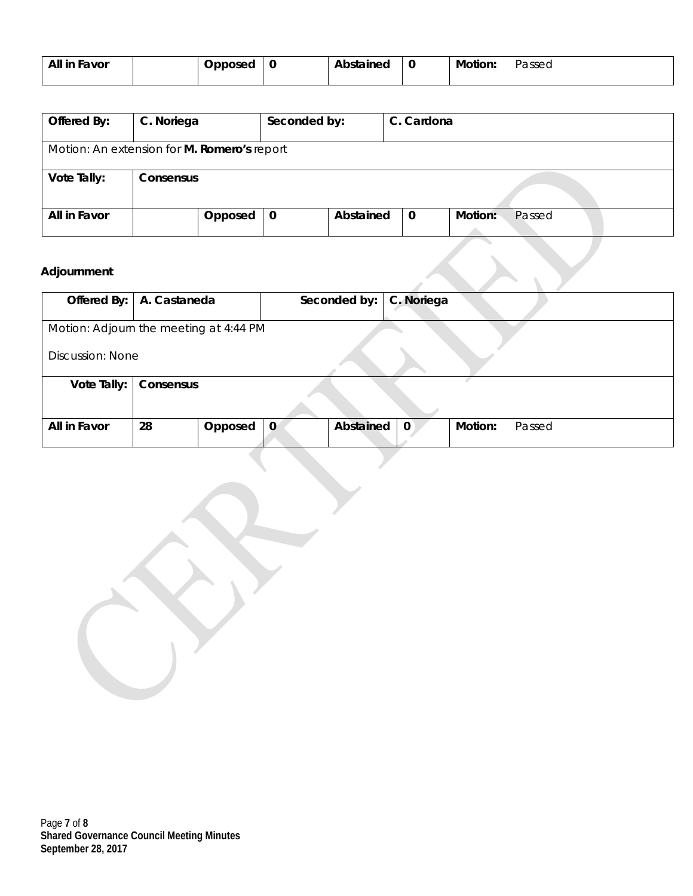| All in Favor | | Opposed | 0 | Abstained | 0 | Motion: Passed |
|---|---|---|---|---|---|---|

| Offered By: | C. Noriega | Seconded by: | C. Cardona |
|---|---|---|---|
| Motion: An extension for **M. Romero's** report | | | |
| Vote Tally: | Consensus | | |

| All in Favor | | Opposed | 0 | Abstained | 0 | Motion: Passed |
|---|---|---|---|---|---|---|

**Adjournment**

| Offered By: | A. Castaneda | Seconded by: | C. Noriega |
|---|---|---|---|
| Motion: Adjourn the meeting at 4:44 PM<br>Discussion: None | | | |
| Vote Tally: | Consensus | | |

| All in Favor | 28 | Opposed | 0 | Abstained | 0 | Motion: Passed |
|---|---|---|---|---|---|---|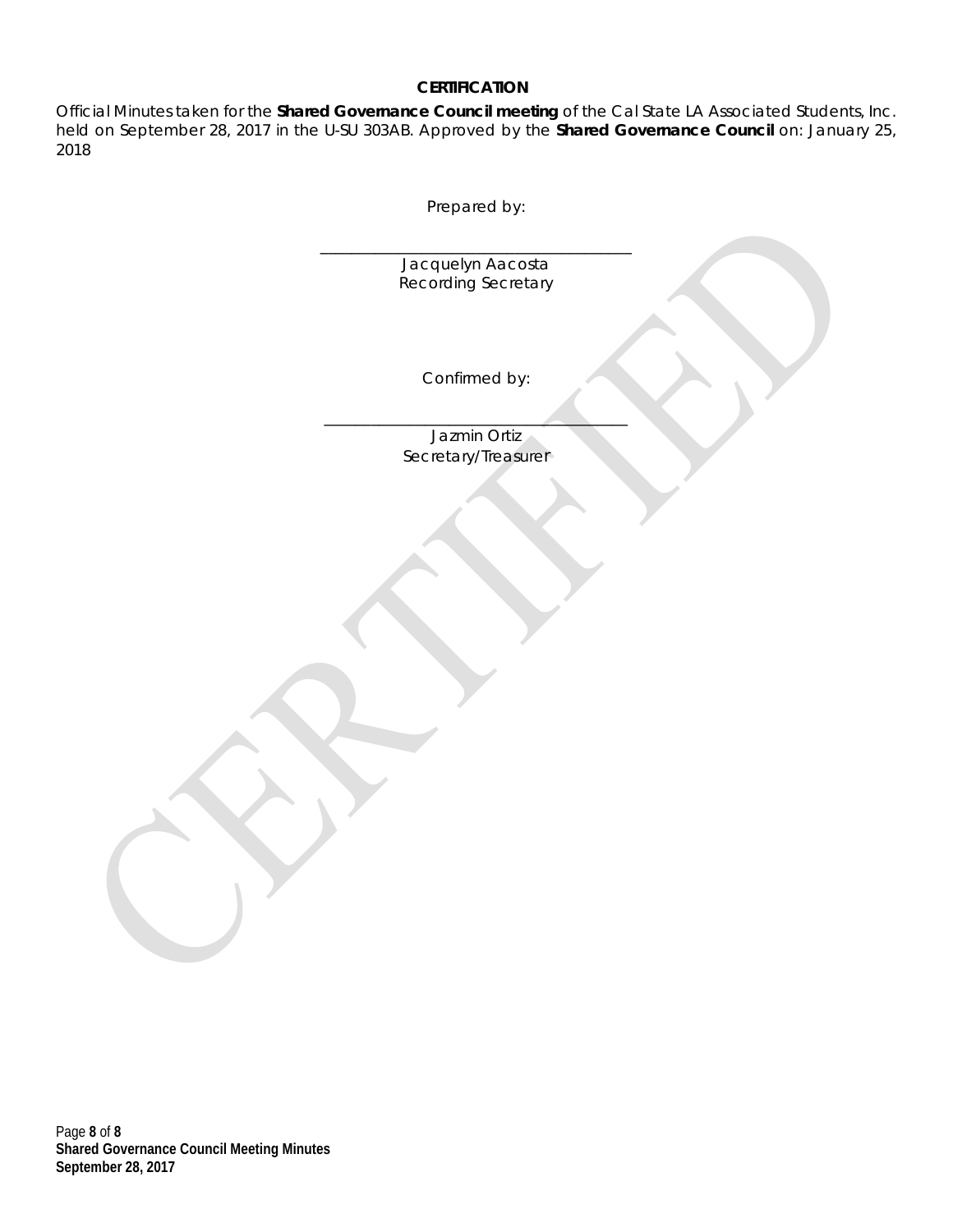**CERTIFICATION**

Official Minutes taken for the **Shared Governance Council meeting** of the Cal State LA Associated Students, Inc. held on September 28, 2017 in the U-SU 303AB. Approved by the **Shared Governance Council** on: January 25, 2018

Prepared by:

\_\_\_\_\_\_\_\_\_\_\_\_\_\_\_\_\_\_\_\_\_\_\_\_\_\_\_\_\_\_\_\_\_\_\_\_\_\_

Jacquelyn Aacosta
Recording Secretary

Confirmed by:

\_\_\_\_\_\_\_\_\_\_\_\_\_\_\_\_\_\_\_\_\_\_\_\_\_\_\_\_\_\_\_\_\_\_\_\_\_\_

Jazmin Ortiz
Secretary/Treasurer

CERTIFIED